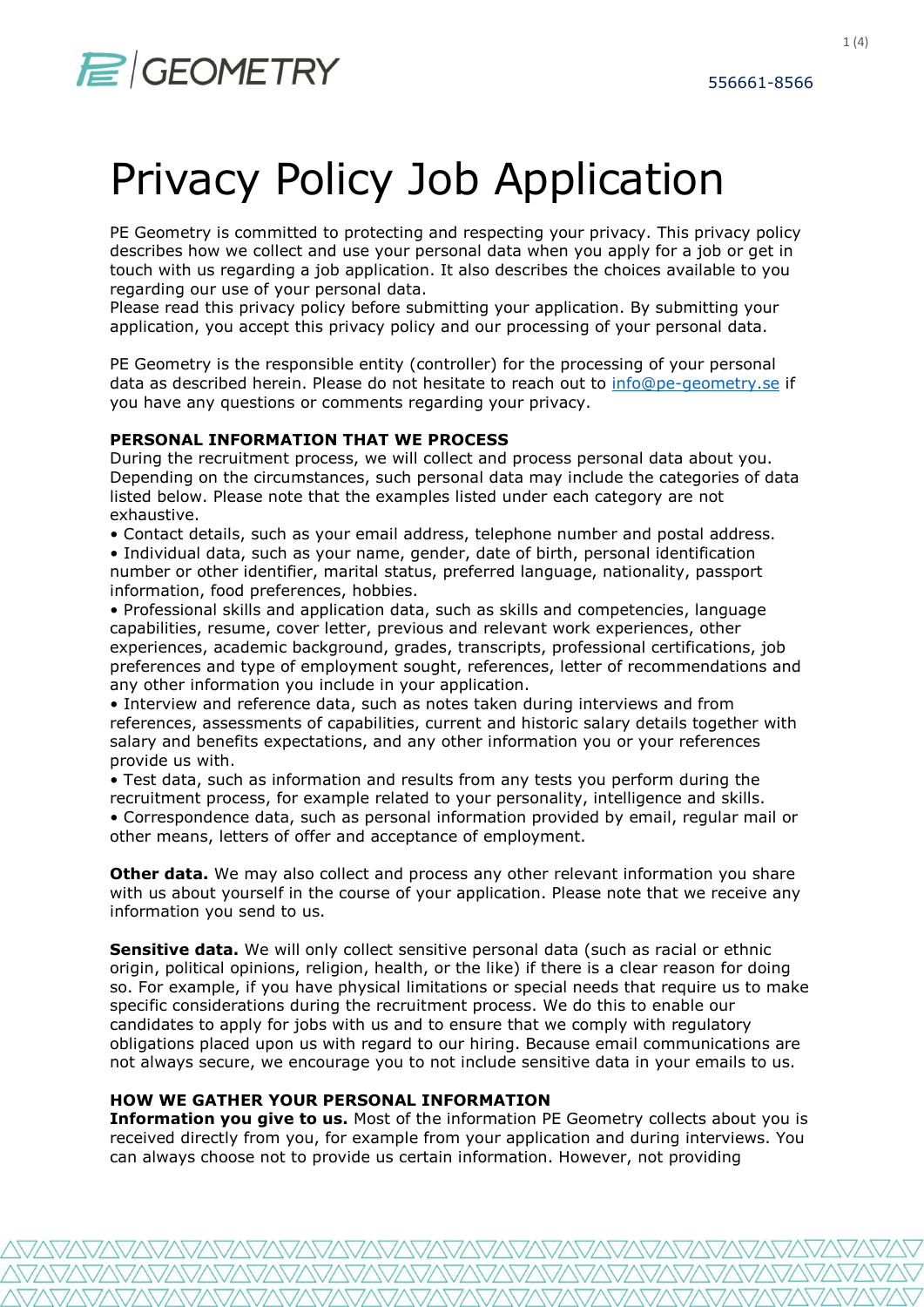556661-8566

# Privacy Policy Job Application

PE Geometry is committed to protecting and respecting your privacy. This privacy policy describes how we collect and use your personal data when you apply for a job or get in touch with us regarding a job application. It also describes the choices available to you regarding our use of your personal data.
Please read this privacy policy before submitting your application. By submitting your application, you accept this privacy policy and our processing of your personal data.

PE Geometry is the responsible entity (controller) for the processing of your personal data as described herein. Please do not hesitate to reach out to [info@pe-geometry.se](mailto:info@pe-geometry.se) if you have any questions or comments regarding your privacy.

**PERSONAL INFORMATION THAT WE PROCESS**
During the recruitment process, we will collect and process personal data about you. Depending on the circumstances, such personal data may include the categories of data listed below. Please note that the examples listed under each category are not exhaustive.

- Contact details, such as your email address, telephone number and postal address.
- Individual data, such as your name, gender, date of birth, personal identification number or other identifier, marital status, preferred language, nationality, passport information, food preferences, hobbies.
- Professional skills and application data, such as skills and competencies, language capabilities, resume, cover letter, previous and relevant work experiences, other experiences, academic background, grades, transcripts, professional certifications, job preferences and type of employment sought, references, letter of recommendations and any other information you include in your application.
- Interview and reference data, such as notes taken during interviews and from references, assessments of capabilities, current and historic salary details together with salary and benefits expectations, and any other information you or your references provide us with.
- Test data, such as information and results from any tests you perform during the recruitment process, for example related to your personality, intelligence and skills.
- Correspondence data, such as personal information provided by email, regular mail or other means, letters of offer and acceptance of employment.

**Other data.** We may also collect and process any other relevant information you share with us about yourself in the course of your application. Please note that we receive any information you send to us.

**Sensitive data.** We will only collect sensitive personal data (such as racial or ethnic origin, political opinions, religion, health, or the like) if there is a clear reason for doing so. For example, if you have physical limitations or special needs that require us to make specific considerations during the recruitment process. We do this to enable our candidates to apply for jobs with us and to ensure that we comply with regulatory obligations placed upon us with regard to our hiring. Because email communications are not always secure, we encourage you to not include sensitive data in your emails to us.

**HOW WE GATHER YOUR PERSONAL INFORMATION**
**Information you give to us.** Most of the information PE Geometry collects about you is received directly from you, for example from your application and during interviews. You can always choose not to provide us certain information. However, not providing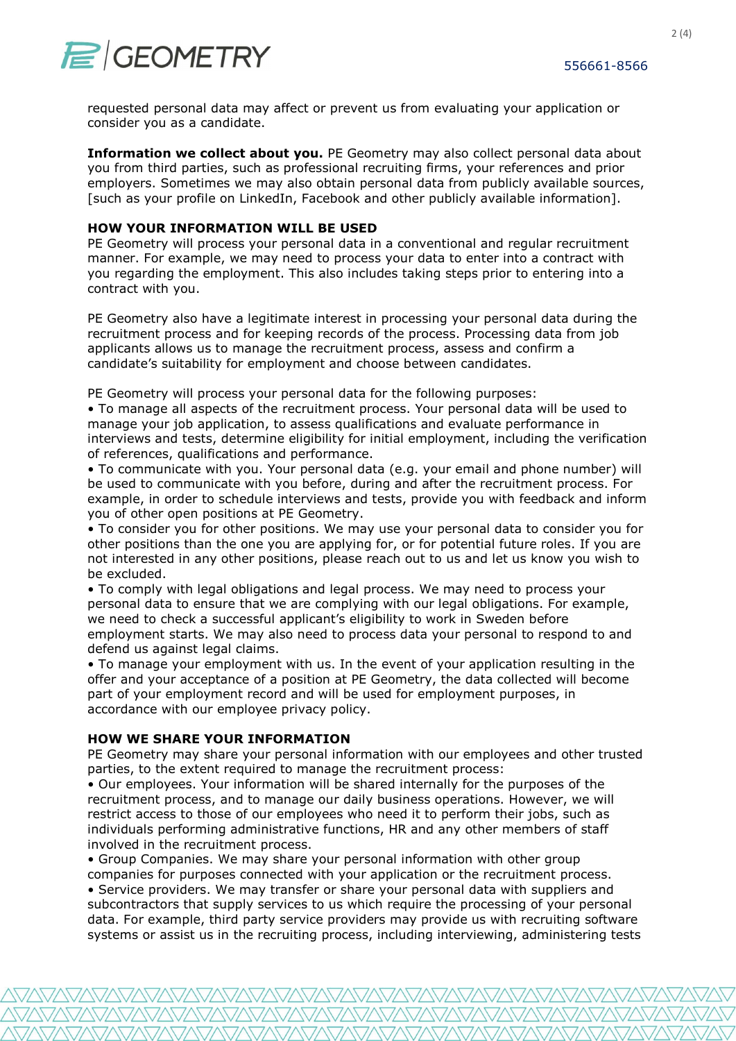requested personal data may affect or prevent us from evaluating your application or consider you as a candidate.

**Information we collect about you.** PE Geometry may also collect personal data about you from third parties, such as professional recruiting firms, your references and prior employers. Sometimes we may also obtain personal data from publicly available sources, [such as your profile on LinkedIn, Facebook and other publicly available information].

**HOW YOUR INFORMATION WILL BE USED**

PE Geometry will process your personal data in a conventional and regular recruitment manner. For example, we may need to process your data to enter into a contract with you regarding the employment. This also includes taking steps prior to entering into a contract with you.

PE Geometry also have a legitimate interest in processing your personal data during the recruitment process and for keeping records of the process. Processing data from job applicants allows us to manage the recruitment process, assess and confirm a candidate's suitability for employment and choose between candidates.

PE Geometry will process your personal data for the following purposes:

- To manage all aspects of the recruitment process. Your personal data will be used to manage your job application, to assess qualifications and evaluate performance in interviews and tests, determine eligibility for initial employment, including the verification of references, qualifications and performance.
- To communicate with you. Your personal data (e.g. your email and phone number) will be used to communicate with you before, during and after the recruitment process. For example, in order to schedule interviews and tests, provide you with feedback and inform you of other open positions at PE Geometry.
- To consider you for other positions. We may use your personal data to consider you for other positions than the one you are applying for, or for potential future roles. If you are not interested in any other positions, please reach out to us and let us know you wish to be excluded.
- To comply with legal obligations and legal process. We may need to process your personal data to ensure that we are complying with our legal obligations. For example, we need to check a successful applicant's eligibility to work in Sweden before employment starts. We may also need to process data your personal to respond to and defend us against legal claims.
- To manage your employment with us. In the event of your application resulting in the offer and your acceptance of a position at PE Geometry, the data collected will become part of your employment record and will be used for employment purposes, in accordance with our employee privacy policy.

**HOW WE SHARE YOUR INFORMATION**

PE Geometry may share your personal information with our employees and other trusted parties, to the extent required to manage the recruitment process:

- Our employees. Your information will be shared internally for the purposes of the recruitment process, and to manage our daily business operations. However, we will restrict access to those of our employees who need it to perform their jobs, such as individuals performing administrative functions, HR and any other members of staff involved in the recruitment process.
- Group Companies. We may share your personal information with other group companies for purposes connected with your application or the recruitment process.
- Service providers. We may transfer or share your personal data with suppliers and subcontractors that supply services to us which require the processing of your personal data. For example, third party service providers may provide us with recruiting software systems or assist us in the recruiting process, including interviewing, administering tests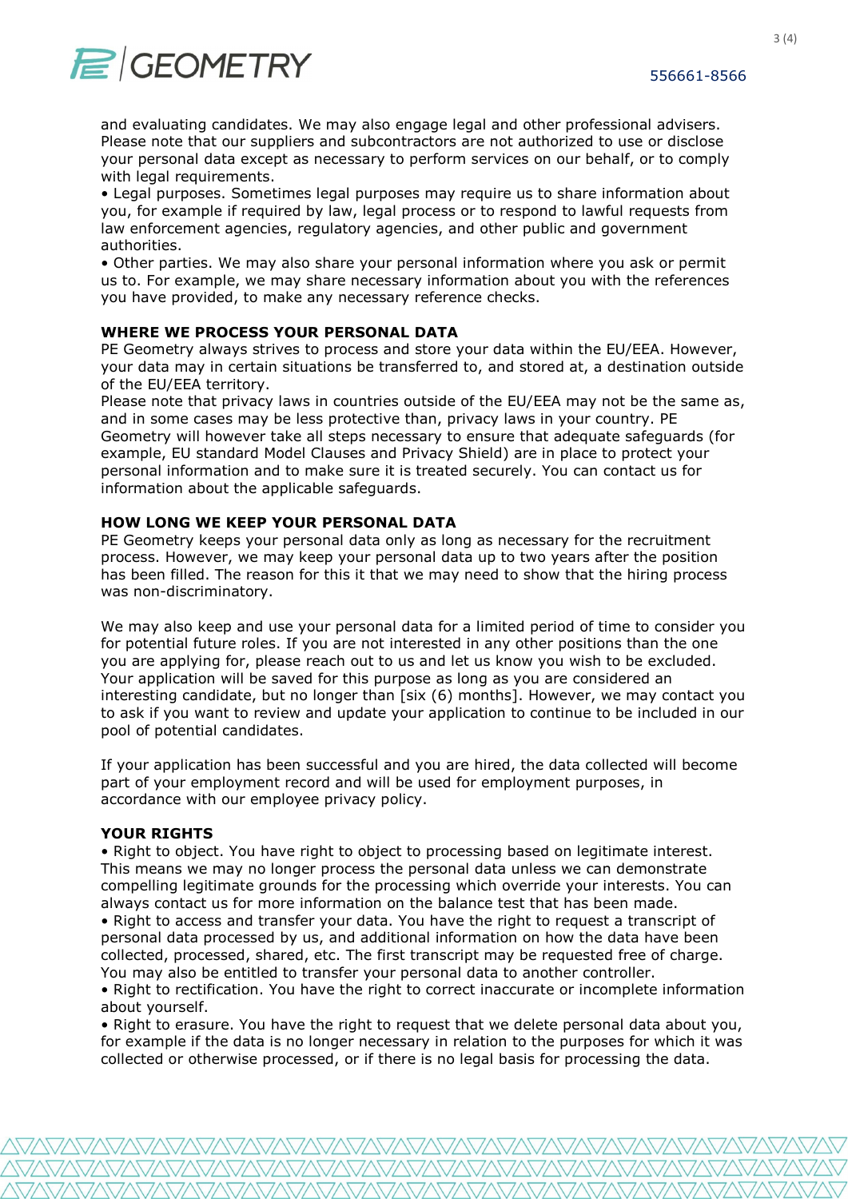and evaluating candidates. We may also engage legal and other professional advisers. Please note that our suppliers and subcontractors are not authorized to use or disclose your personal data except as necessary to perform services on our behalf, or to comply with legal requirements.

• Legal purposes. Sometimes legal purposes may require us to share information about you, for example if required by law, legal process or to respond to lawful requests from law enforcement agencies, regulatory agencies, and other public and government authorities.

• Other parties. We may also share your personal information where you ask or permit us to. For example, we may share necessary information about you with the references you have provided, to make any necessary reference checks.

**WHERE WE PROCESS YOUR PERSONAL DATA**

PE Geometry always strives to process and store your data within the EU/EEA. However, your data may in certain situations be transferred to, and stored at, a destination outside of the EU/EEA territory.

Please note that privacy laws in countries outside of the EU/EEA may not be the same as, and in some cases may be less protective than, privacy laws in your country. PE Geometry will however take all steps necessary to ensure that adequate safeguards (for example, EU standard Model Clauses and Privacy Shield) are in place to protect your personal information and to make sure it is treated securely. You can contact us for information about the applicable safeguards.

**HOW LONG WE KEEP YOUR PERSONAL DATA**

PE Geometry keeps your personal data only as long as necessary for the recruitment process. However, we may keep your personal data up to two years after the position has been filled. The reason for this it that we may need to show that the hiring process was non-discriminatory.

We may also keep and use your personal data for a limited period of time to consider you for potential future roles. If you are not interested in any other positions than the one you are applying for, please reach out to us and let us know you wish to be excluded. Your application will be saved for this purpose as long as you are considered an interesting candidate, but no longer than [six (6) months]. However, we may contact you to ask if you want to review and update your application to continue to be included in our pool of potential candidates.

If your application has been successful and you are hired, the data collected will become part of your employment record and will be used for employment purposes, in accordance with our employee privacy policy.

**YOUR RIGHTS**

• Right to object. You have right to object to processing based on legitimate interest. This means we may no longer process the personal data unless we can demonstrate compelling legitimate grounds for the processing which override your interests. You can always contact us for more information on the balance test that has been made.

• Right to access and transfer your data. You have the right to request a transcript of personal data processed by us, and additional information on how the data have been collected, processed, shared, etc. The first transcript may be requested free of charge. You may also be entitled to transfer your personal data to another controller.

• Right to rectification. You have the right to correct inaccurate or incomplete information about yourself.

• Right to erasure. You have the right to request that we delete personal data about you, for example if the data is no longer necessary in relation to the purposes for which it was collected or otherwise processed, or if there is no legal basis for processing the data.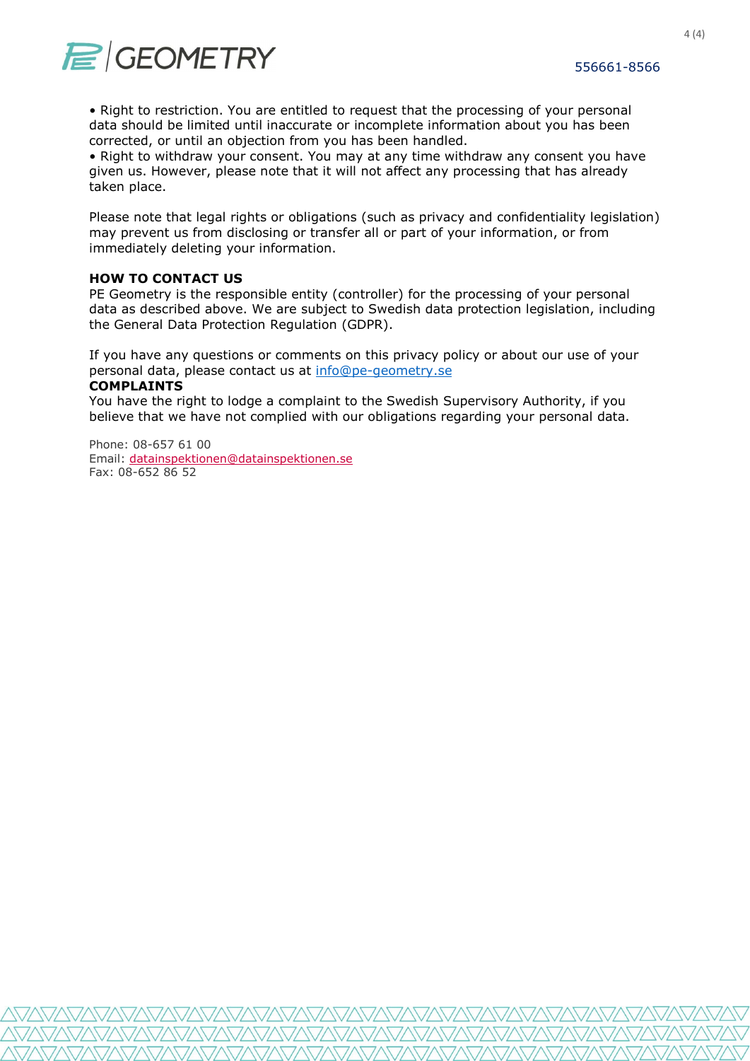- Right to restriction. You are entitled to request that the processing of your personal data should be limited until inaccurate or incomplete information about you has been corrected, or until an objection from you has been handled.
- Right to withdraw your consent. You may at any time withdraw any consent you have given us. However, please note that it will not affect any processing that has already taken place.

Please note that legal rights or obligations (such as privacy and confidentiality legislation) may prevent us from disclosing or transfer all or part of your information, or from immediately deleting your information.

**HOW TO CONTACT US**

PE Geometry is the responsible entity (controller) for the processing of your personal data as described above. We are subject to Swedish data protection legislation, including the General Data Protection Regulation (GDPR).

If you have any questions or comments on this privacy policy or about our use of your personal data, please contact us at info@pe-geometry.se

**COMPLAINTS**

You have the right to lodge a complaint to the Swedish Supervisory Authority, if you believe that we have not complied with our obligations regarding your personal data.

Phone: 08-657 61 00
Email: datainspektionen@datainspektionen.se
Fax: 08-652 86 52